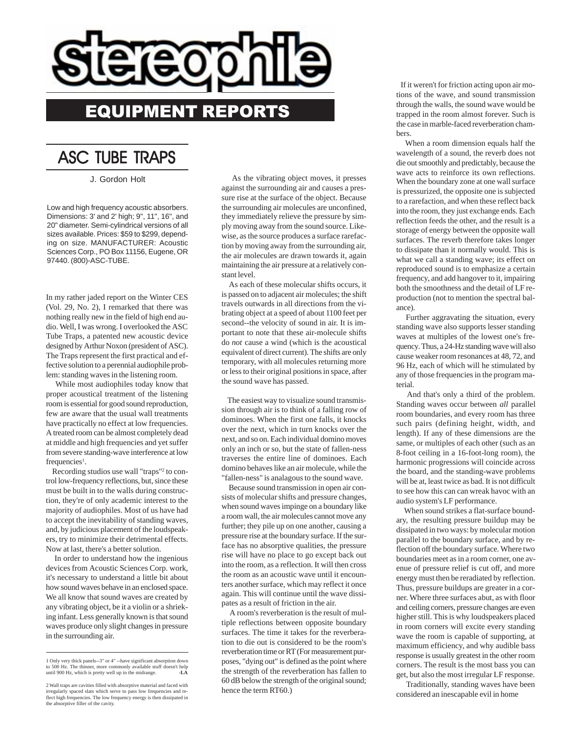# stereophile

## EQUIPMENT REPORTS

# ASC TUBE TRAPS

J. Gordon Holt

Low and high frequency acoustic absorbers. Dimensions: 3' and 2' high; 9", 11", 16", and 20" diameter. Semi-cylindrical versions of all sizes available. Prices: $59 to $299, depending on size. MANUFACTURER: Acoustic Sciences Corp., PO Box 11156, Eugene, OR 97440. (800)-ASC-TUBE.

In my rather jaded report on the Winter CES (Vol. 29, No. 2), I remarked that there was nothing really new in the field of high end audio. Well, I was wrong. I overlooked the ASC Tube Traps, a patented new acoustic device designed by Arthur Noxon (president of ASC). The Traps represent the first practical and effective solution to a perennial audiophile problem: standing waves in the listening room.

While most audiophiles today know that proper acoustical treatment of the listening room is essential for good sound reproduction, few are aware that the usual wall treatments have practically no effect at low frequencies. A treated room can be almost completely dead at middle and high frequencies and yet suffer from severe standing-wave interference at low frequencies[1].

Recording studios use wall "traps"[2] to control low-frequency reflections, but, since these must be built in to the walls during construction, they're of only academic interest to the majority of audiophiles. Most of us have had to accept the inevitability of standing waves, and, by judicious placement of the loudspeakers, try to minimize their detrimental effects. Now at last, there's a better solution.

In order to understand how the ingenious devices from Acoustic Sciences Corp. work, it's necessary to understand a little bit about how sound waves behave in an enclosed space. We all know that sound waves are created by any vibrating object, be it a violin or a shrieking infant. Less generally known is that sound waves produce only slight changes in pressure in the surrounding air.

As the vibrating object moves, it presses against the surrounding air and causes a pressure rise at the surface of the object. Because the surrounding air molecules are unconfined, they immediately relieve the pressure by simply moving away from the sound source. Likewise, as the source produces a surface rarefaction by moving away from the surrounding air, the air molecules are drawn towards it, again maintaining the air pressure at a relatively constant level.

As each of these molecular shifts occurs, it is passed on to adjacent air molecules; the shift travels outwards in all directions from the vibrating object at a speed of about 1100 feet per second--the velocity of sound in air. It is important to note that these air-molecule shifts do *not* cause a wind (which is the acoustical equivalent of direct current). The shifts are only temporary, with all molecules returning more or less to their original positions in space, after the sound wave has passed.

The easiest way to visualize sound transmission through air is to think of a falling row of dominoes. When the first one falls, it knocks over the next, which in turn knocks over the next, and so on. Each individual domino moves only an inch or so, but the state of fallen-ness traverses the entire line of dominoes. Each domino behaves like an air molecule, while the "fallen-ness" is analagous to the sound wave.

Because sound transmission in open air consists of molecular shifts and pressure changes, when sound waves impinge on a boundary like a room wall, the air molecules cannot move any further; they pile up on one another, causing a pressure rise at the boundary surface. If the surface has no absorptive qualities, the pressure rise will have no place to go except back out into the room, as a reflection. It will then cross the room as an acoustic wave until it encounters another surface, which may reflect it once again. This will continue until the wave dissipates as a result of friction in the air.

A room's reverberation is the result of multiple reflections between opposite boundary surfaces. The time it takes for the reverberation to die out is considered to be the room's reverberation time or RT (For measurement purposes, "dying out" is defined as the point where the strength of the reverberation has fallen to 60 dB below the strength of the original sound; hence the term RT60.)

If it weren't for friction acting upon air motions of the wave, and sound transmission through the walls, the sound wave would be trapped in the room almost forever. Such is the case in marble-faced reverberation chambers.

When a room dimension equals half the wavelength of a sound, the reverb does not die out smoothly and predictably, because the wave acts to reinforce its own reflections. When the boundary zone at one wall surface is pressurized, the opposite one is subjected to a rarefaction, and when these reflect back into the room, they just exchange ends. Each reflection feeds the other, and the result is a storage of energy between the opposite wall surfaces. The reverb therefore takes longer to dissipate than it normally would. This is what we call a standing wave; its effect on reproduced sound is to emphasize a certain frequency, and add hangover to it, impairing both the smoothness and the detail of LF reproduction (not to mention the spectral balance).

Further aggravating the situation, every standing wave also supports lesser standing waves at multiples of the lowest one's frequency. Thus, a 24-Hz standing wave will also cause weaker room resonances at 48, 72, and 96 Hz, each of which will he stimulated by any of those frequencies in the program material.

And that's only a third of the problem. Standing waves occur between *all* parallel room boundaries, and every room has three such pairs (defining height, width, and length). If any of these dimensions are the same, or multiples of each other (such as an 8-foot ceiling in a 16-foot-long room), the harmonic progressions will coincide across the board, and the standing-wave problems will be at, least twice as bad. It is not difficult to see how this can can wreak havoc with an audio system's LF performance.

When sound strikes a flat-surface boundary, the resulting pressure buildup may be dissipated in two ways: by molecular motion parallel to the boundary surface, and by reflection off the boundary surface. Where two boundaries meet as in a room corner, one avenue of pressure relief is cut off, and more energy must then be reradiated by reflection. Thus, pressure buildups are greater in a corner. Where three surfaces abut, as with floor and ceiling corners, pressure changes are even higher still. This is why loudspeakers placed in room corners will excite every standing wave the room is capable of supporting, at maximum efficiency, and why audible bass response is usually greatest in the other room corners. The result is the most bass you can get, but also the most irregular LF response.

Traditionally, standing waves have been considered an inescapable evil in home

---

1 Only very thick panels--3" or 4" --have significant absorption down to 500 Hz. The thinner, more commonly available stuff doesn't help until 900 Hz, which is pretty well up in the midrange. **-LA**

2 Wall traps are cavities filled with absorptive material and faced with irregularly spaced slats which serve to pass low frequencies and reflect high frequencies. The low frequency energy is then dissipated in the absorptive filler of the cavity.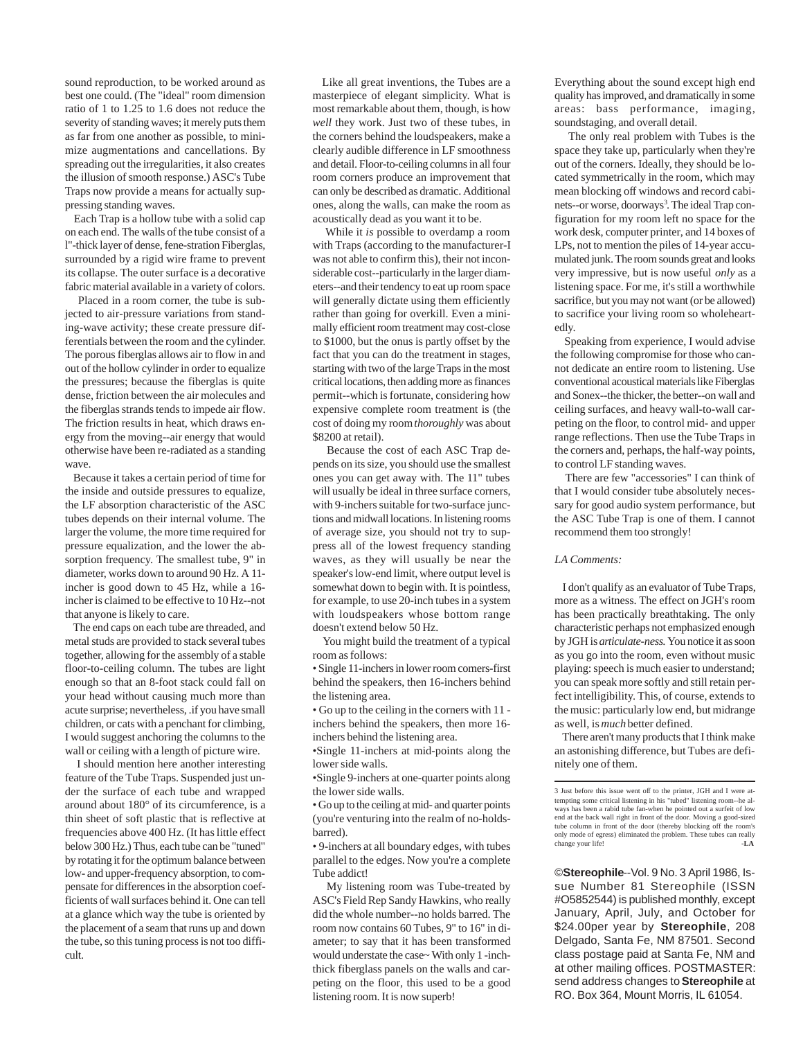sound reproduction, to be worked around as best one could. (The "ideal" room dimension ratio of 1 to 1.25 to 1.6 does not reduce the severity of standing waves; it merely puts them as far from one another as possible, to minimize augmentations and cancellations. By spreading out the irregularities, it also creates the illusion of smooth response.) ASC's Tube Traps now provide a means for actually suppressing standing waves.

Each Trap is a hollow tube with a solid cap on each end. The walls of the tube consist of a l"-thick layer of dense, fene-stration Fiberglas, surrounded by a rigid wire frame to prevent its collapse. The outer surface is a decorative fabric material available in a variety of colors.

Placed in a room corner, the tube is subjected to air-pressure variations from standing-wave activity; these create pressure differentials between the room and the cylinder. The porous fiberglas allows air to flow in and out of the hollow cylinder in order to equalize the pressures; because the fiberglas is quite dense, friction between the air molecules and the fiberglas strands tends to impede air flow. The friction results in heat, which draws energy from the moving--air energy that would otherwise have been re-radiated as a standing wave.

Because it takes a certain period of time for the inside and outside pressures to equalize, the LF absorption characteristic of the ASC tubes depends on their internal volume. The larger the volume, the more time required for pressure equalization, and the lower the absorption frequency. The smallest tube, 9" in diameter, works down to around 90 Hz. A 11-incher is good down to 45 Hz, while a 16-incher is claimed to be effective to 10 Hz--not that anyone is likely to care.

The end caps on each tube are threaded, and metal studs are provided to stack several tubes together, allowing for the assembly of a stable floor-to-ceiling column. The tubes are light enough so that an 8-foot stack could fall on your head without causing much more than acute surprise; nevertheless, .if you have small children, or cats with a penchant for climbing, I would suggest anchoring the columns to the wall or ceiling with a length of picture wire.

I should mention here another interesting feature of the Tube Traps. Suspended just under the surface of each tube and wrapped around about 180° of its circumference, is a thin sheet of soft plastic that is reflective at frequencies above 400 Hz. (It has little effect below 300 Hz.) Thus, each tube can be "tuned" by rotating it for the optimum balance between low- and upper-frequency absorption, to compensate for differences in the absorption coefficients of wall surfaces behind it. One can tell at a glance which way the tube is oriented by the placement of a seam that runs up and down the tube, so this tuning process is not too difficult.

Like all great inventions, the Tubes are a masterpiece of elegant simplicity. What is most remarkable about them, though, is how *well* they work. Just two of these tubes, in the corners behind the loudspeakers, make a clearly audible difference in LF smoothness and detail. Floor-to-ceiling columns in all four room corners produce an improvement that can only be described as dramatic. Additional ones, along the walls, can make the room as acoustically dead as you want it to be.

While it *is* possible to overdamp a room with Traps (according to the manufacturer-I was not able to confirm this), their not inconsiderable cost--particularly in the larger diameters--and their tendency to eat up room space will generally dictate using them efficiently rather than going for overkill. Even a minimally efficient room treatment may cost-close to $1000, but the onus is partly offset by the fact that you can do the treatment in stages, starting with two of the large Traps in the most critical locations, then adding more as finances permit--which is fortunate, considering how expensive complete room treatment is (the cost of doing my room *thoroughly* was about $8200 at retail).

Because the cost of each ASC Trap depends on its size, you should use the smallest ones you can get away with. The 11" tubes will usually be ideal in three surface corners, with 9-inchers suitable for two-surface junctions and midwall locations. In listening rooms of average size, you should not try to suppress all of the lowest frequency standing waves, as they will usually be near the speaker's low-end limit, where output level is somewhat down to begin with. It is pointless, for example, to use 20-inch tubes in a system with loudspeakers whose bottom range doesn't extend below 50 Hz.

You might build the treatment of a typical room as follows:

- Single 11-inchers in lower room comers-first behind the speakers, then 16-inchers behind the listening area.
- Go up to the ceiling in the corners with 11 -inchers behind the speakers, then more 16-inchers behind the listening area.
- Single 11-inchers at mid-points along the lower side walls.
- Single 9-inchers at one-quarter points along the lower side walls.
- Go up to the ceiling at mid- and quarter points (you're venturing into the realm of no-holds-barred).
- 9-inchers at all boundary edges, with tubes parallel to the edges. Now you're a complete Tube addict!

My listening room was Tube-treated by ASC's Field Rep Sandy Hawkins, who really did the whole number--no holds barred. The room now contains 60 Tubes, 9" to 16" in diameter; to say that it has been transformed would understate the case~ With only 1 -inch-thick fiberglass panels on the walls and carpeting on the floor, this used to be a good listening room. It is now superb!

Everything about the sound except high end quality has improved, and dramatically in some areas: bass performance, imaging, soundstaging, and overall detail.

The only real problem with Tubes is the space they take up, particularly when they're out of the corners. Ideally, they should be located symmetrically in the room, which may mean blocking off windows and record cabinets--or worse, doorways[3]. The ideal Trap configuration for my room left no space for the work desk, computer printer, and 14 boxes of LPs, not to mention the piles of 14-year accumulated junk. The room sounds great and looks very impressive, but is now useful *only* as a listening space. For me, it's still a worthwhile sacrifice, but you may not want (or be allowed) to sacrifice your living room so wholeheartedly.

Speaking from experience, I would advise the following compromise for those who cannot dedicate an entire room to listening. Use conventional acoustical materials like Fiberglas and Sonex--the thicker, the better--on wall and ceiling surfaces, and heavy wall-to-wall carpeting on the floor, to control mid- and upper range reflections. Then use the Tube Traps in the corners and, perhaps, the half-way points, to control LF standing waves.

There are few "accessories" I can think of that I would consider tube absolutely necessary for good audio system performance, but the ASC Tube Trap is one of them. I cannot recommend them too strongly!

*LA Comments:*

I don't qualify as an evaluator of Tube Traps, more as a witness. The effect on JGH's room has been practically breathtaking. The only characteristic perhaps not emphasized enough by JGH is *articulate-ness.* You notice it as soon as you go into the room, even without music playing: speech is much easier to understand; you can speak more softly and still retain perfect intelligibility. This, of course, extends to the music: particularly low end, but midrange as well, is *much* better defined.

There aren't many products that I think make an astonishing difference, but Tubes are definitely one of them.

---

3 Just before this issue went off to the printer, JGH and I were attempting some critical listening in his "tubed" listening room--he always has been a rabid tube fan-when he pointed out a surfeit of low end at the back wall right in front of the door. Moving a good-sized tube column in front of the door (thereby blocking off the room's only mode of egress) eliminated the problem. These tubes can really change your life! **-LA**

©**Stereophile**--Vol. 9 No. 3 April 1986, Issue Number 81 Stereophile (ISSN #O5852544) is published monthly, except January, April, July, and October for $24.00per year by **Stereophile**, 208 Delgado, Santa Fe, NM 87501. Second class postage paid at Santa Fe, NM and at other mailing offices. POSTMASTER: send address changes to **Stereophile** at RO. Box 364, Mount Morris, IL 61054.